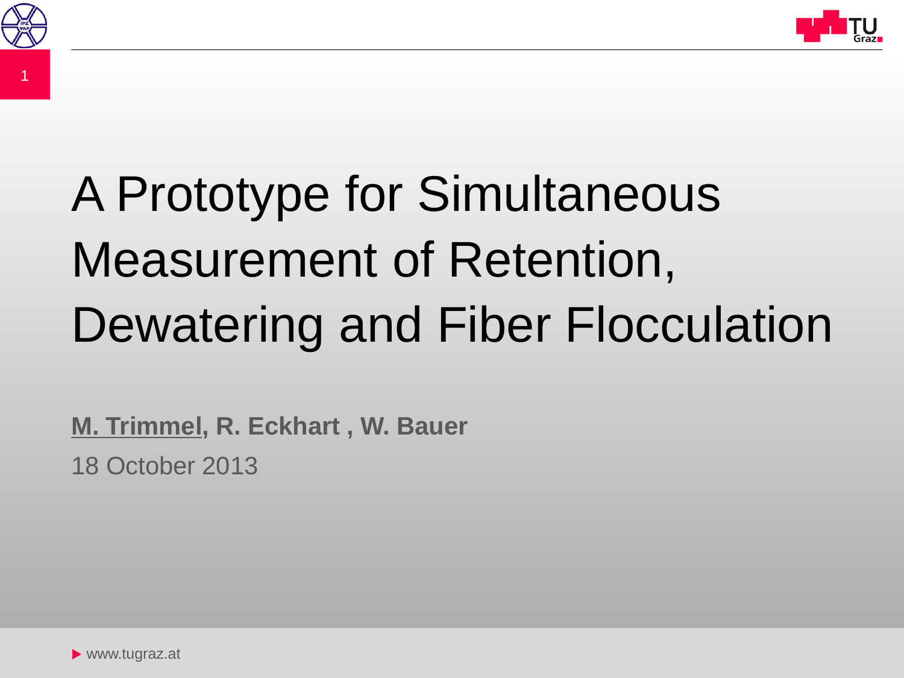# A Prototype for Simultaneous Measurement of Retention, Dewatering and Fiber Flocculation

**M. Trimmel, R. Eckhart , W. Bauer**

18 October 2013

www.tugraz.at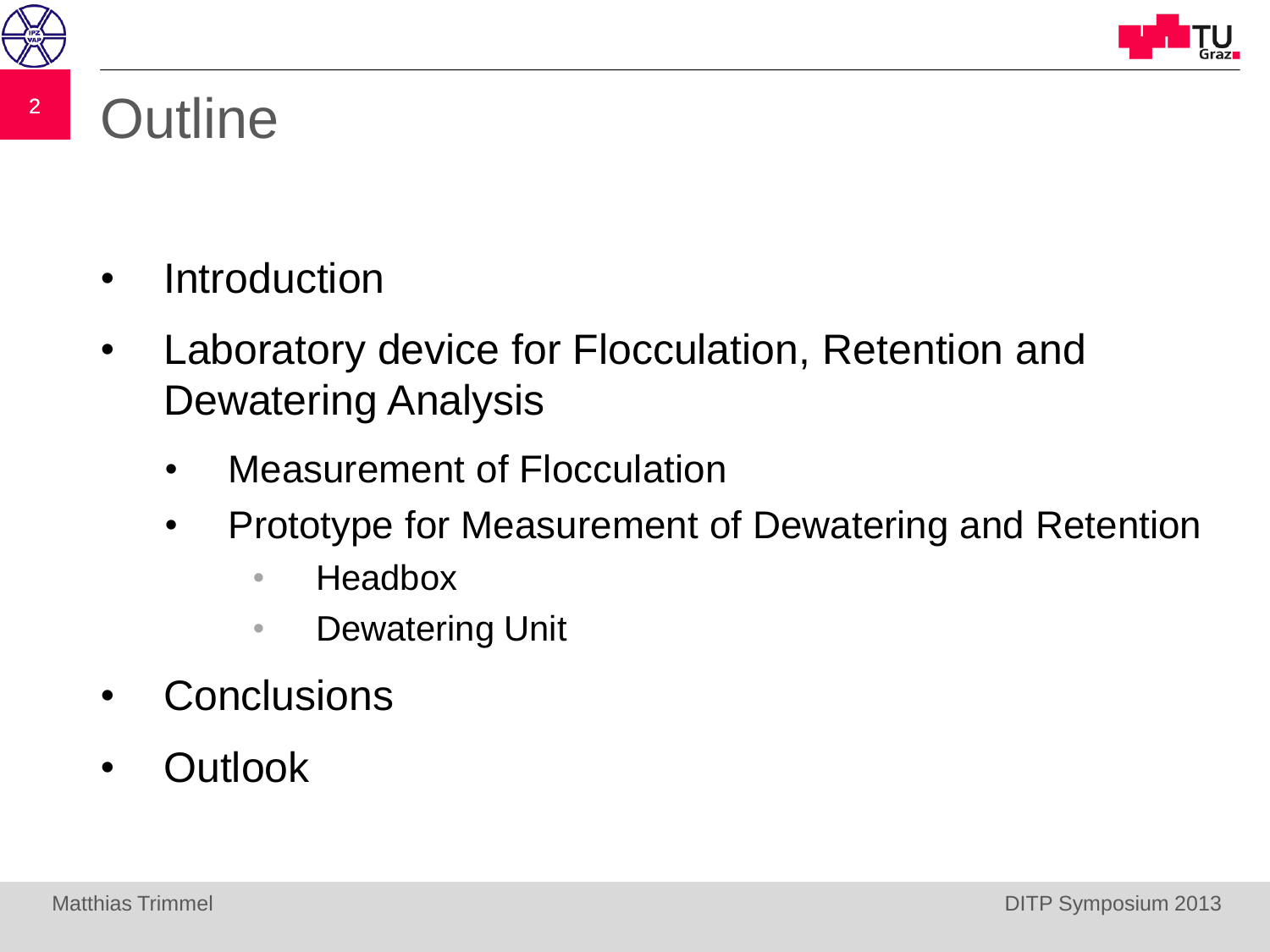# Outline

- Introduction
- Laboratory device for Flocculation, Retention and Dewatering Analysis
  - Measurement of Flocculation
  - Prototype for Measurement of Dewatering and Retention
    - Headbox
    - Dewatering Unit
- Conclusions
- Outlook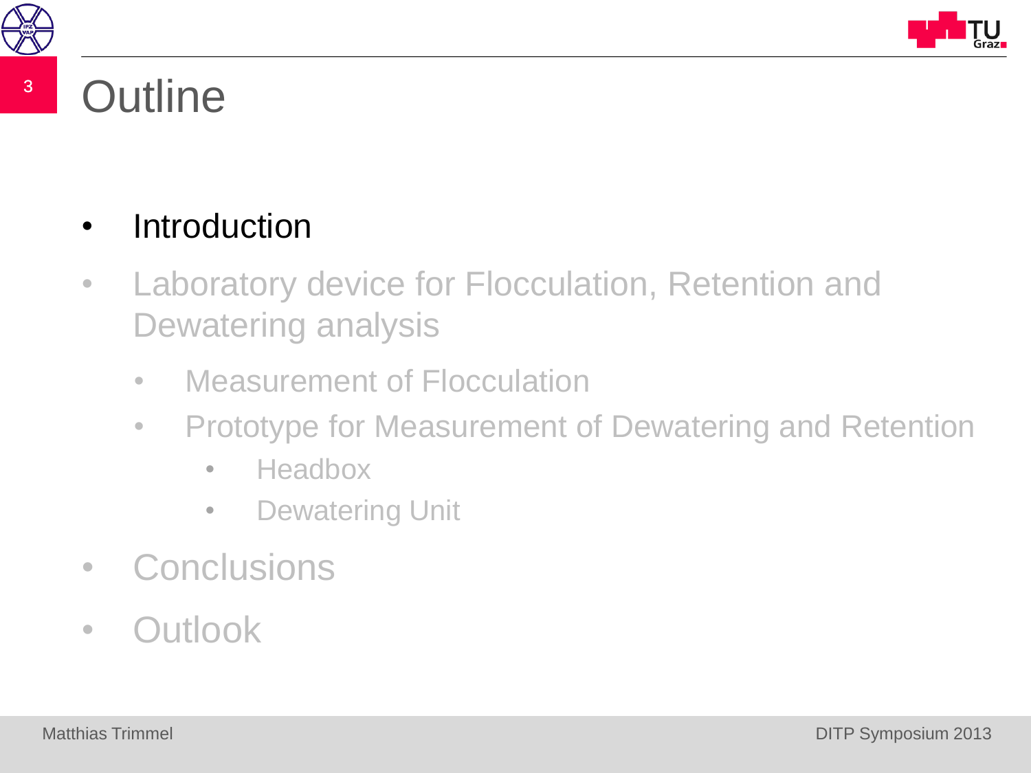# Outline

- Introduction
- Laboratory device for Flocculation, Retention and Dewatering analysis
  - Measurement of Flocculation
  - Prototype for Measurement of Dewatering and Retention
    - Headbox
    - Dewatering Unit
- Conclusions
- Outlook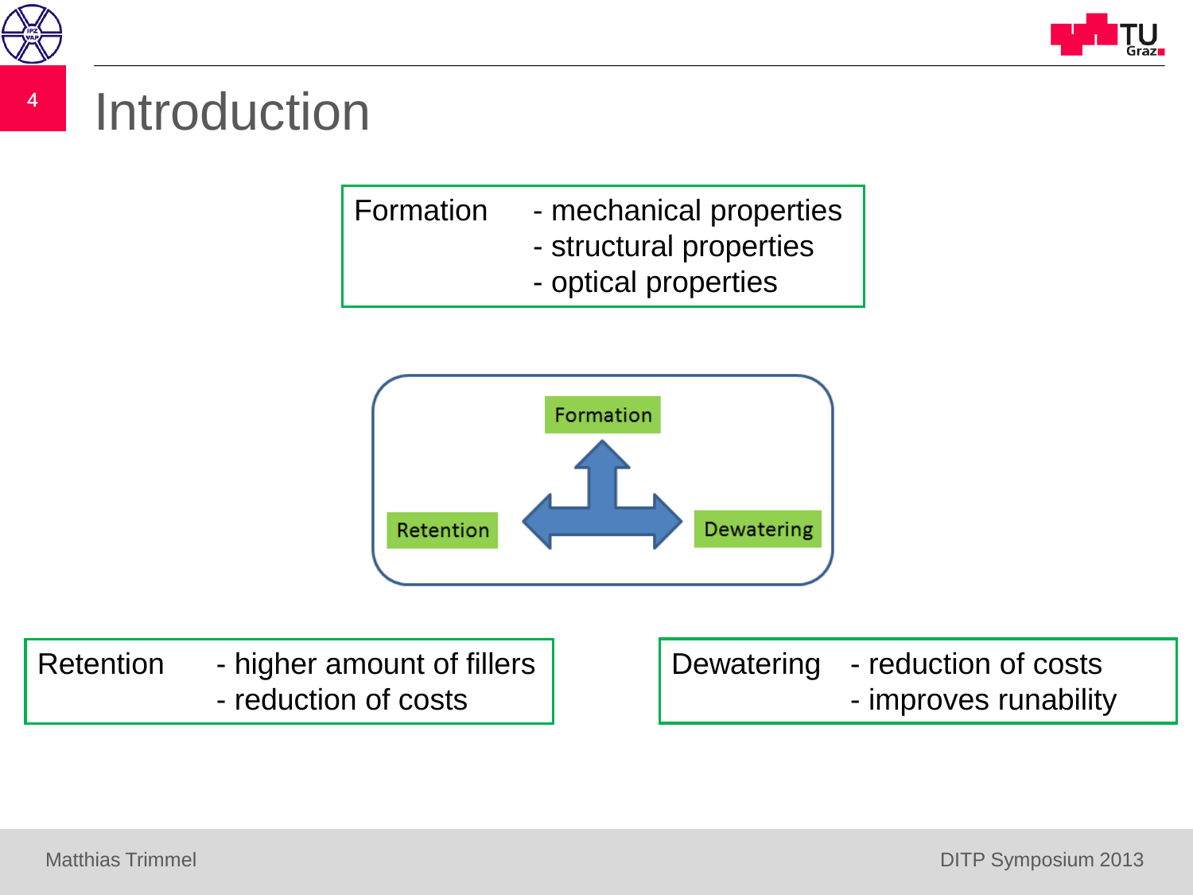# Introduction

**Formation**
- mechanical properties
- structural properties
- optical properties

Formation

Retention

Dewatering

**Retention**
- higher amount of fillers
- reduction of costs

**Dewatering**
- reduction of costs
- improves runability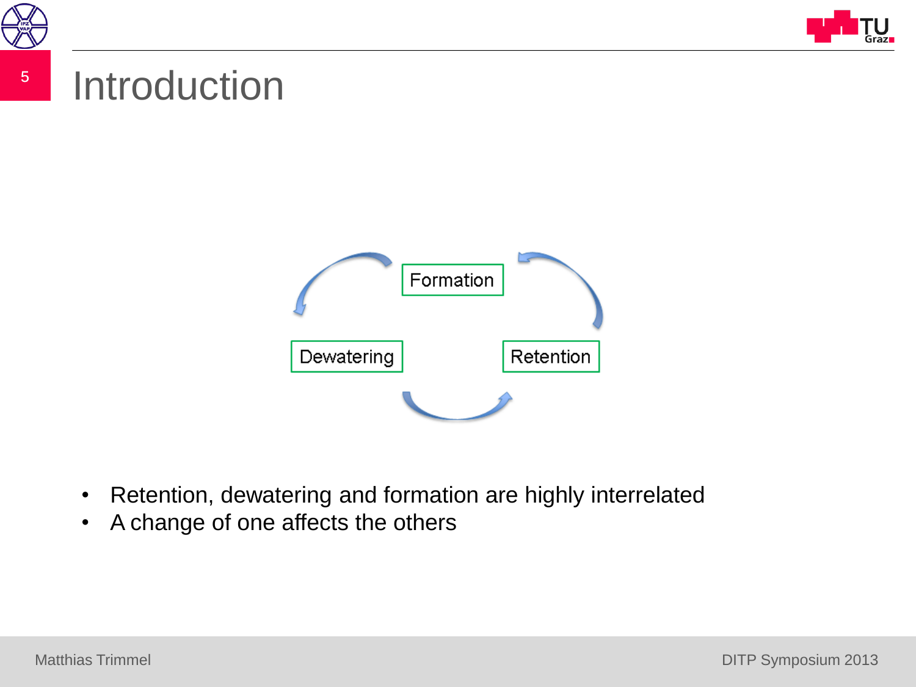# Introduction

Formation

Dewatering

Retention

- Retention, dewatering and formation are highly interrelated
- A change of one affects the others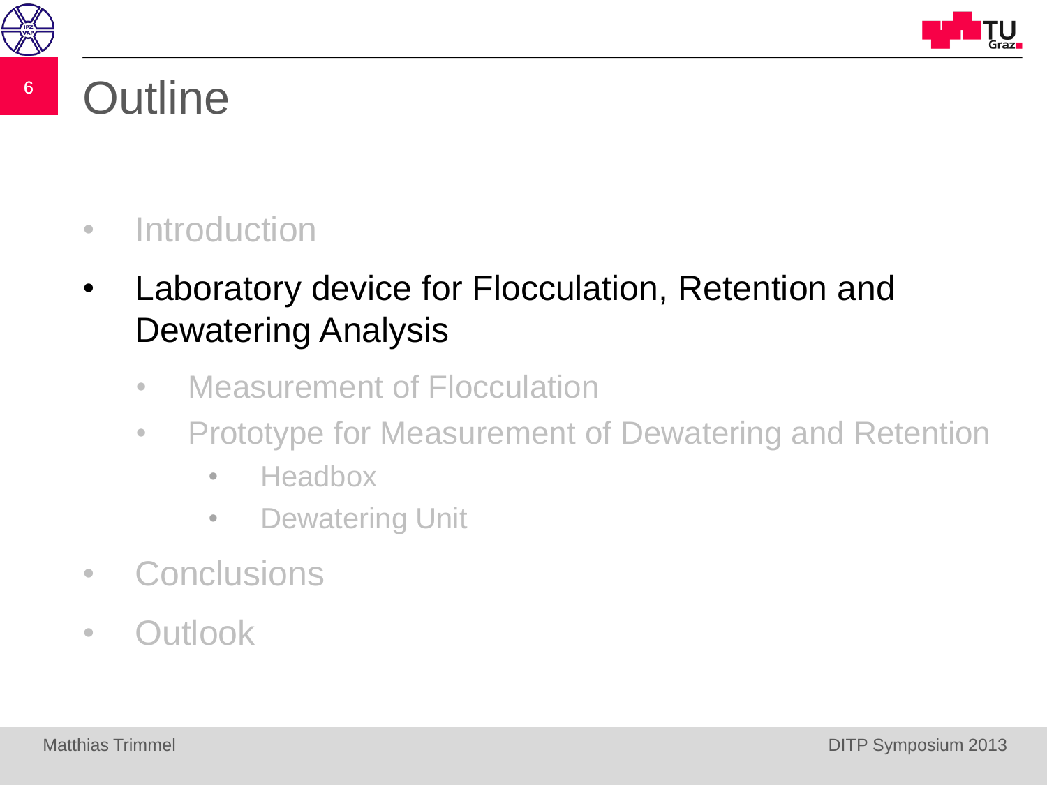# Outline

- Introduction
- Laboratory device for Flocculation, Retention and Dewatering Analysis
    - Measurement of Flocculation
    - Prototype for Measurement of Dewatering and Retention
        - Headbox
        - Dewatering Unit
- Conclusions
- Outlook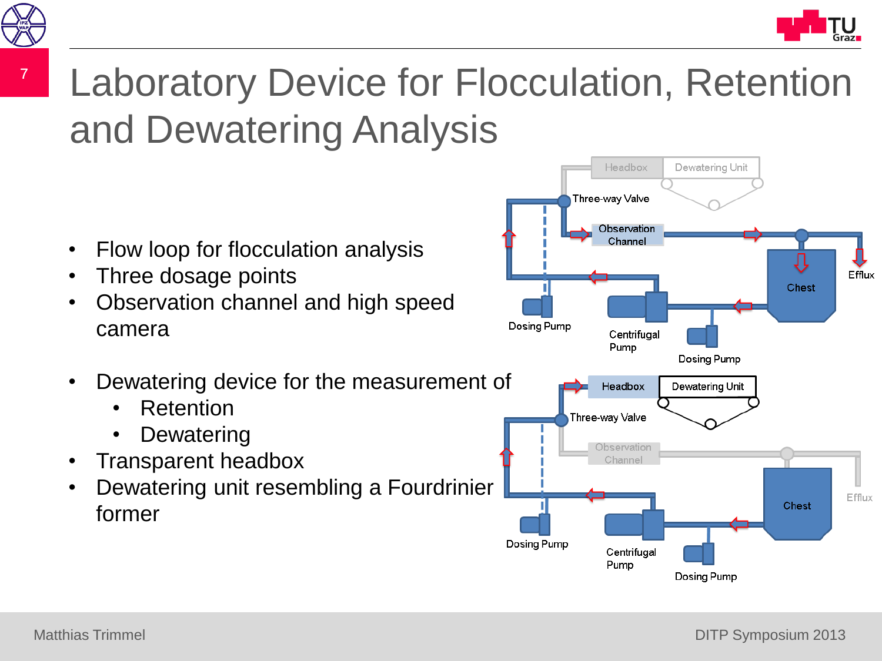# Laboratory Device for Flocculation, Retention and Dewatering Analysis

- Flow loop for flocculation analysis
- Three dosage points
- Observation channel and high speed camera

- Dewatering device for the measurement of
  - Retention
  - Dewatering
- Transparent headbox
- Dewatering unit resembling a Fourdrinier former

Headbox | Dewatering Unit | Three-way Valve | Observation Channel | Efflux | Chest | Dosing Pump | Centrifugal Pump | Dosing Pump

Headbox | Dewatering Unit | Three-way Valve | Observation Channel | Chest | Efflux | Dosing Pump | Centrifugal Pump | Dosing Pump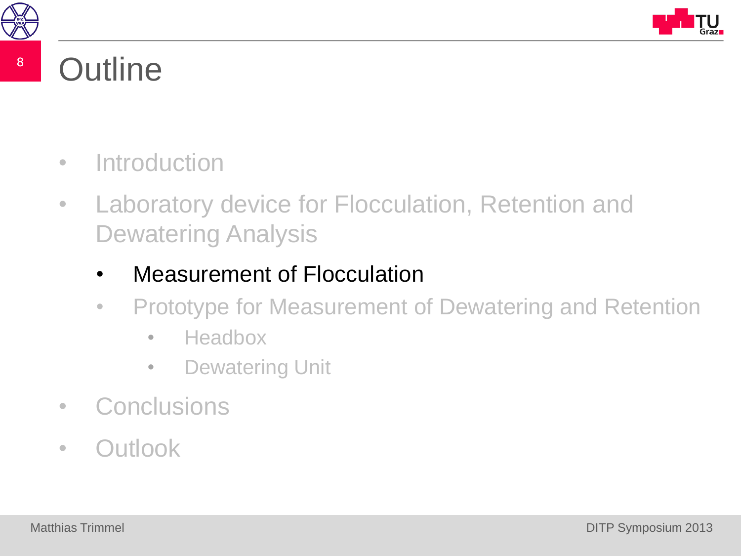# Outline

- Introduction
- Laboratory device for Flocculation, Retention and Dewatering Analysis
  - Measurement of Flocculation
  - Prototype for Measurement of Dewatering and Retention
    - Headbox
    - Dewatering Unit
- Conclusions
- Outlook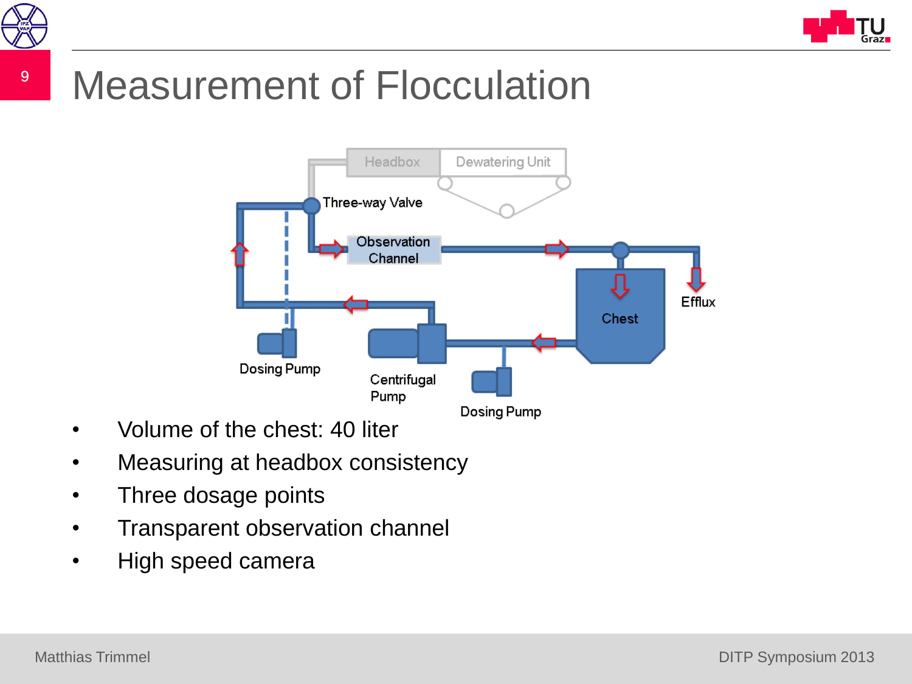# Measurement of Flocculation

- Volume of the chest: 40 liter
- Measuring at headbox consistency
- Three dosage points
- Transparent observation channel
- High speed camera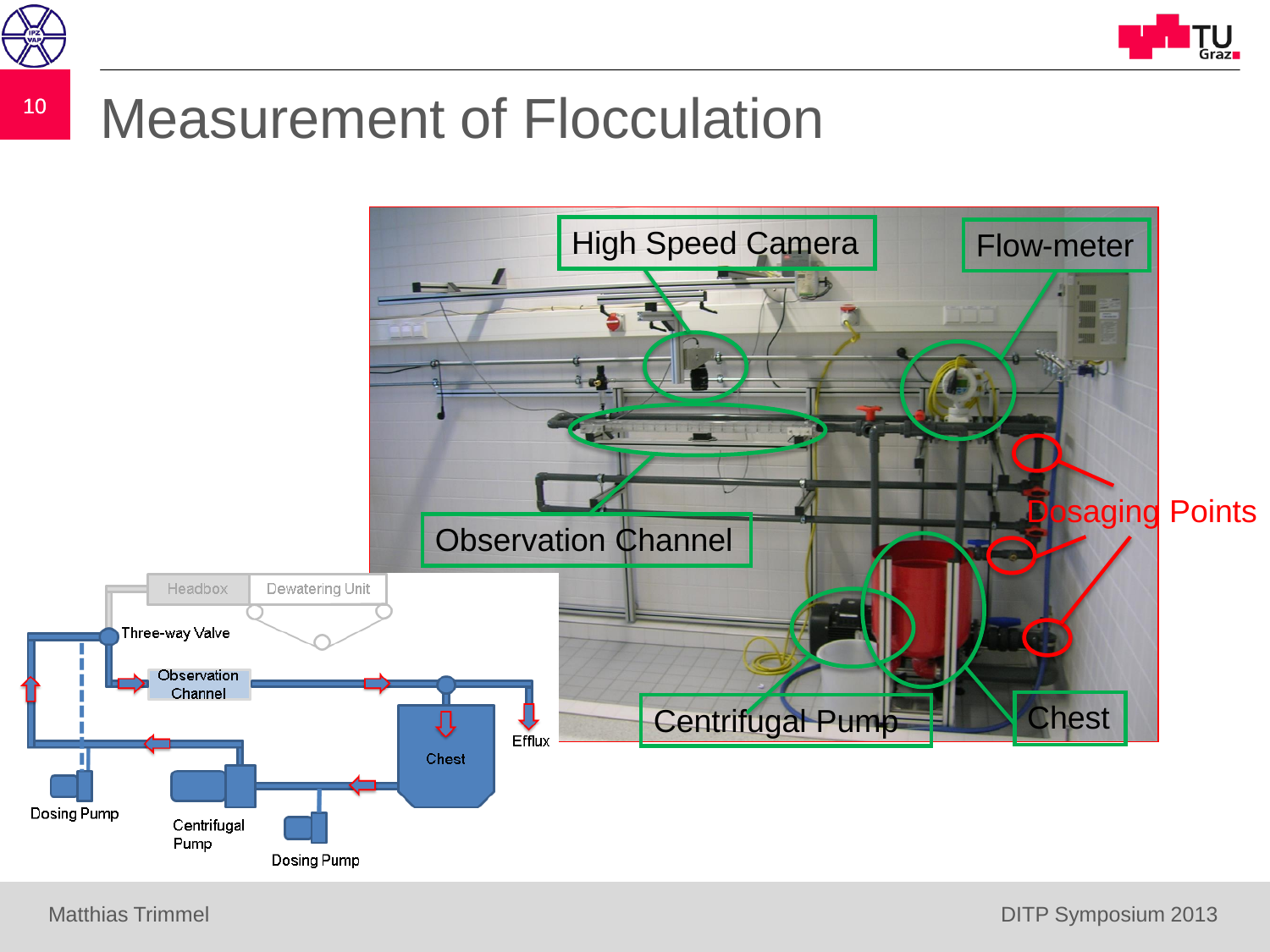# Measurement of Flocculation

High Speed Camera

Flow-meter

Dosaging Points

Observation Channel

Centrifugal Pump

Chest

Headbox

Dewatering Unit

Three-way Valve

Observation Channel

Chest

Efflux

Dosing Pump

Centrifugal Pump

Dosing Pump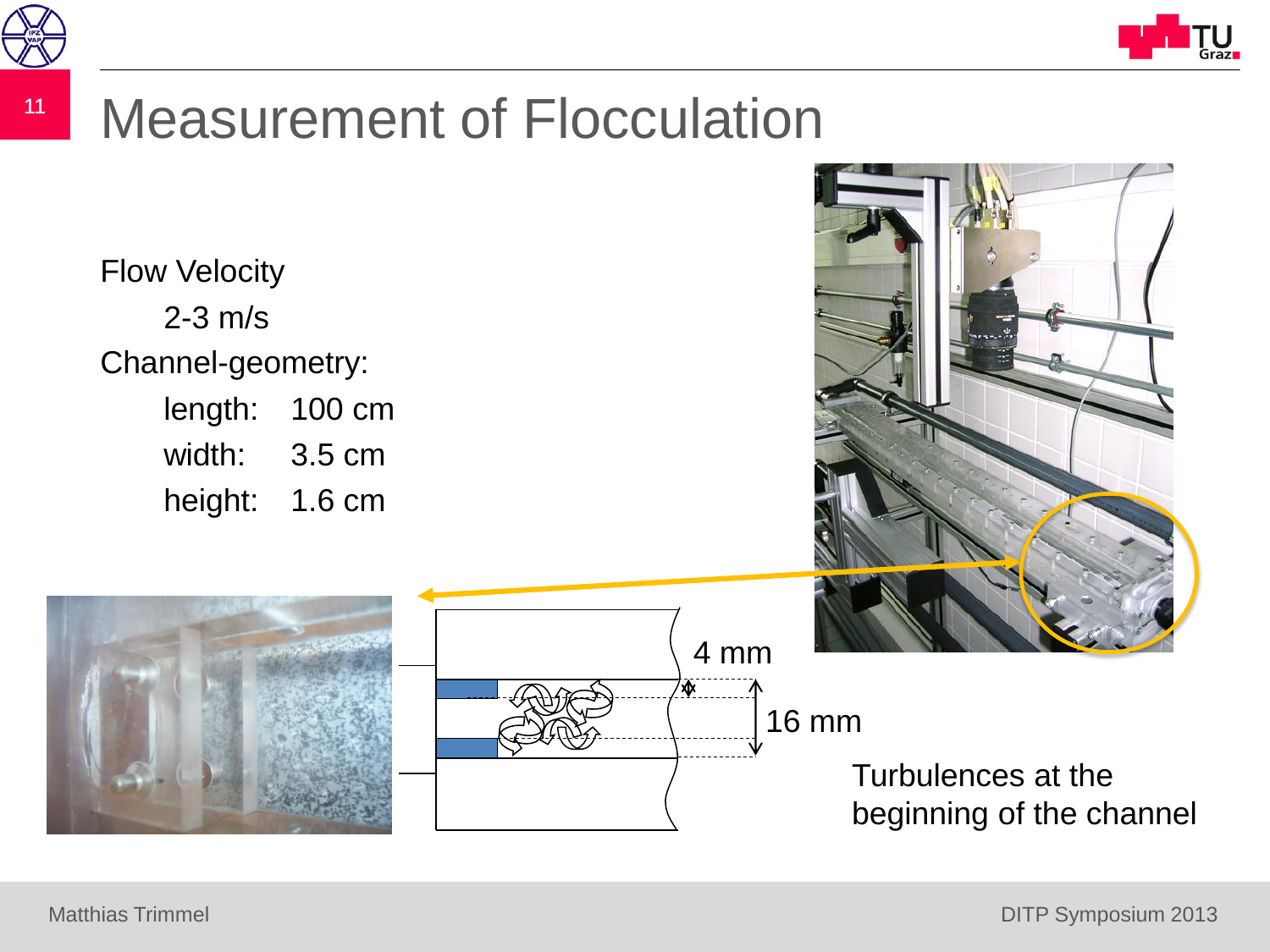# Measurement of Flocculation

Flow Velocity

2-3 m/s

Channel-geometry:

| | |
|---|---|
| length: | 100 cm |
| width: | 3.5 cm |
| height: | 1.6 cm |

4 mm

16 mm

Turbulences at the beginning of the channel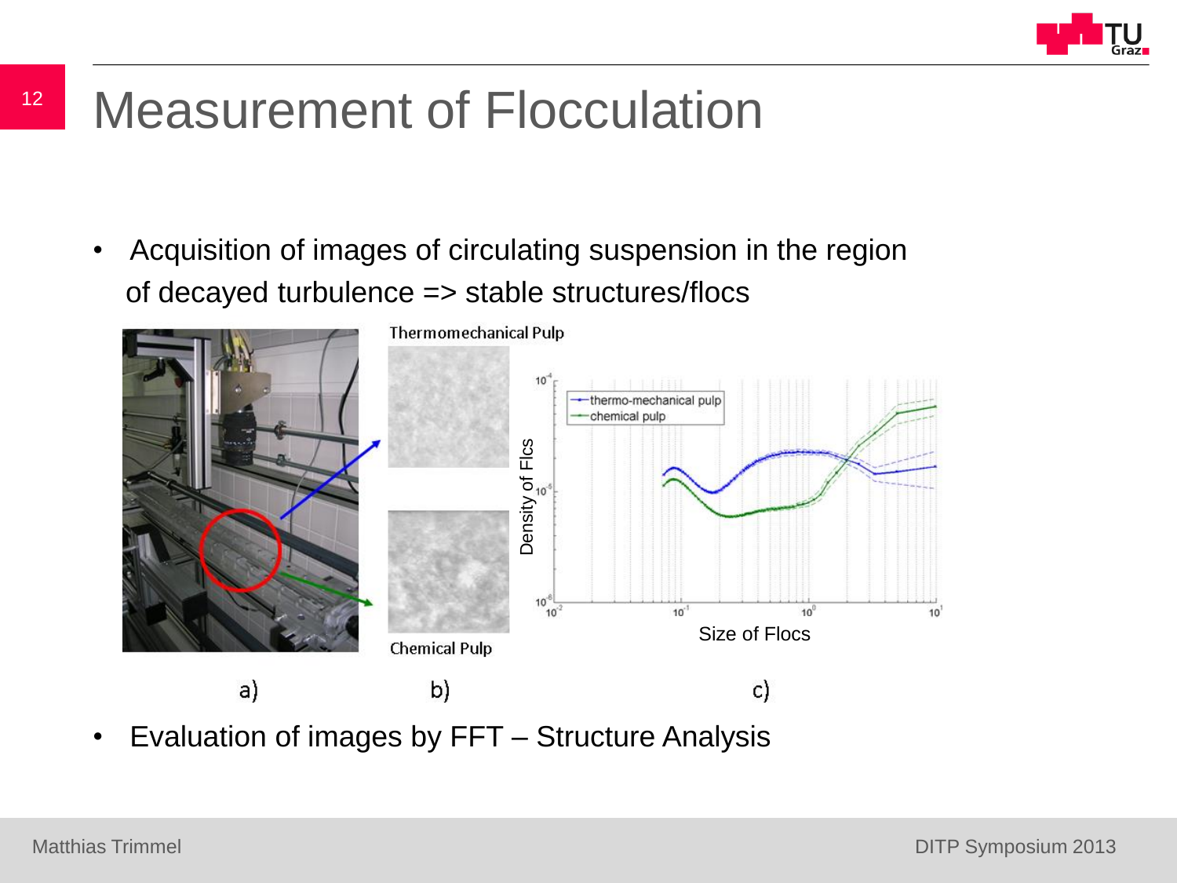# Measurement of Flocculation

- Acquisition of images of circulating suspension in the region of decayed turbulence => stable structures/flocs

Thermomechanical Pulp

Chemical Pulp

a) b) c)

- Evaluation of images by FFT – Structure Analysis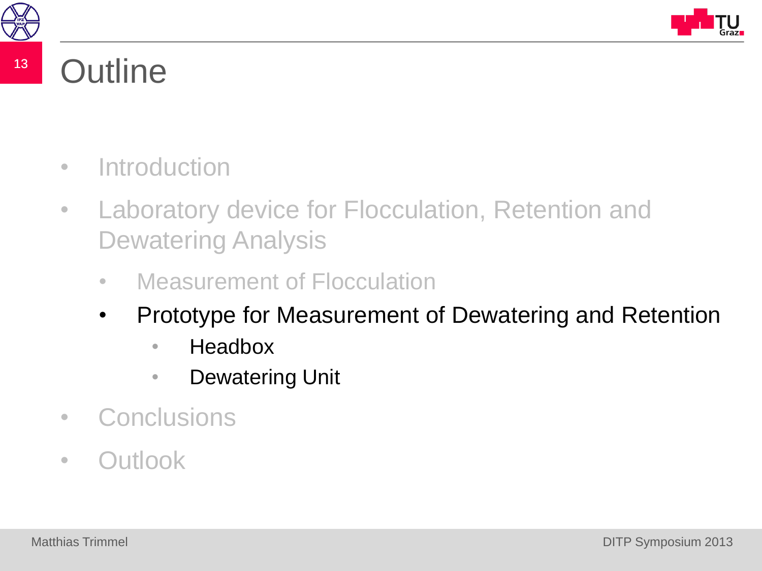# Outline

- Introduction
- Laboratory device for Flocculation, Retention and Dewatering Analysis
    - Measurement of Flocculation
    - Prototype for Measurement of Dewatering and Retention
        - Headbox
        - Dewatering Unit
- Conclusions
- Outlook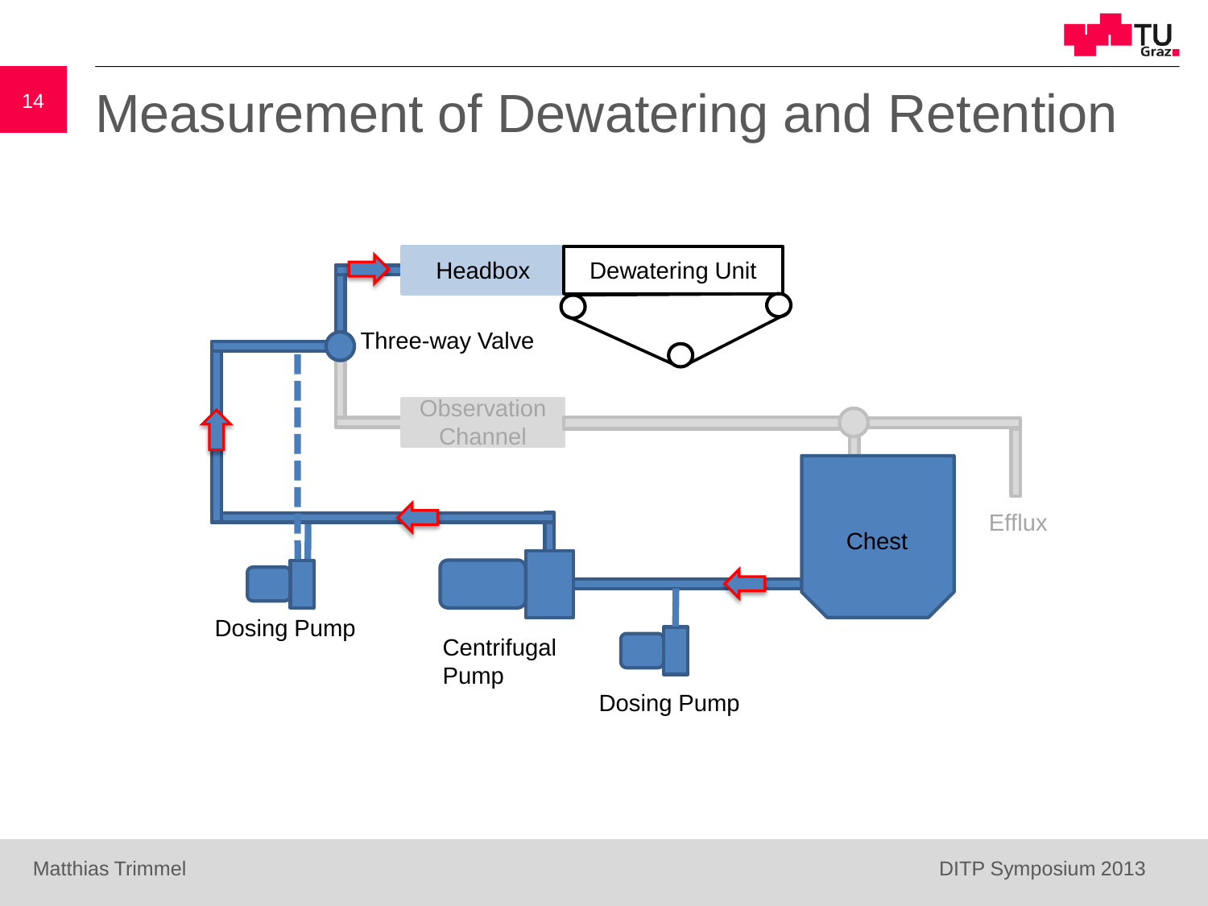# Measurement of Dewatering and Retention

Headbox

Dewatering Unit

Three-way Valve

Observation Channel

Chest

Efflux

Dosing Pump

Centrifugal Pump

Dosing Pump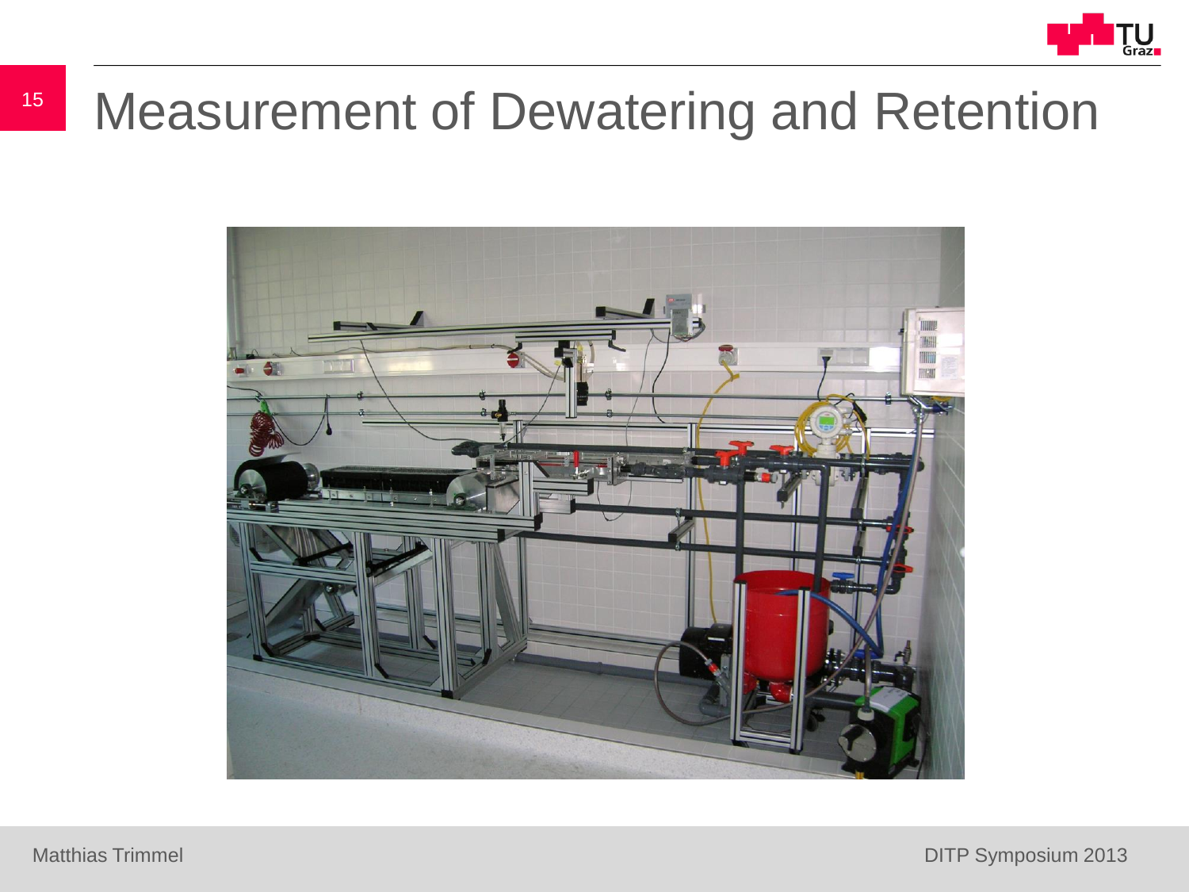# Measurement of Dewatering and Retention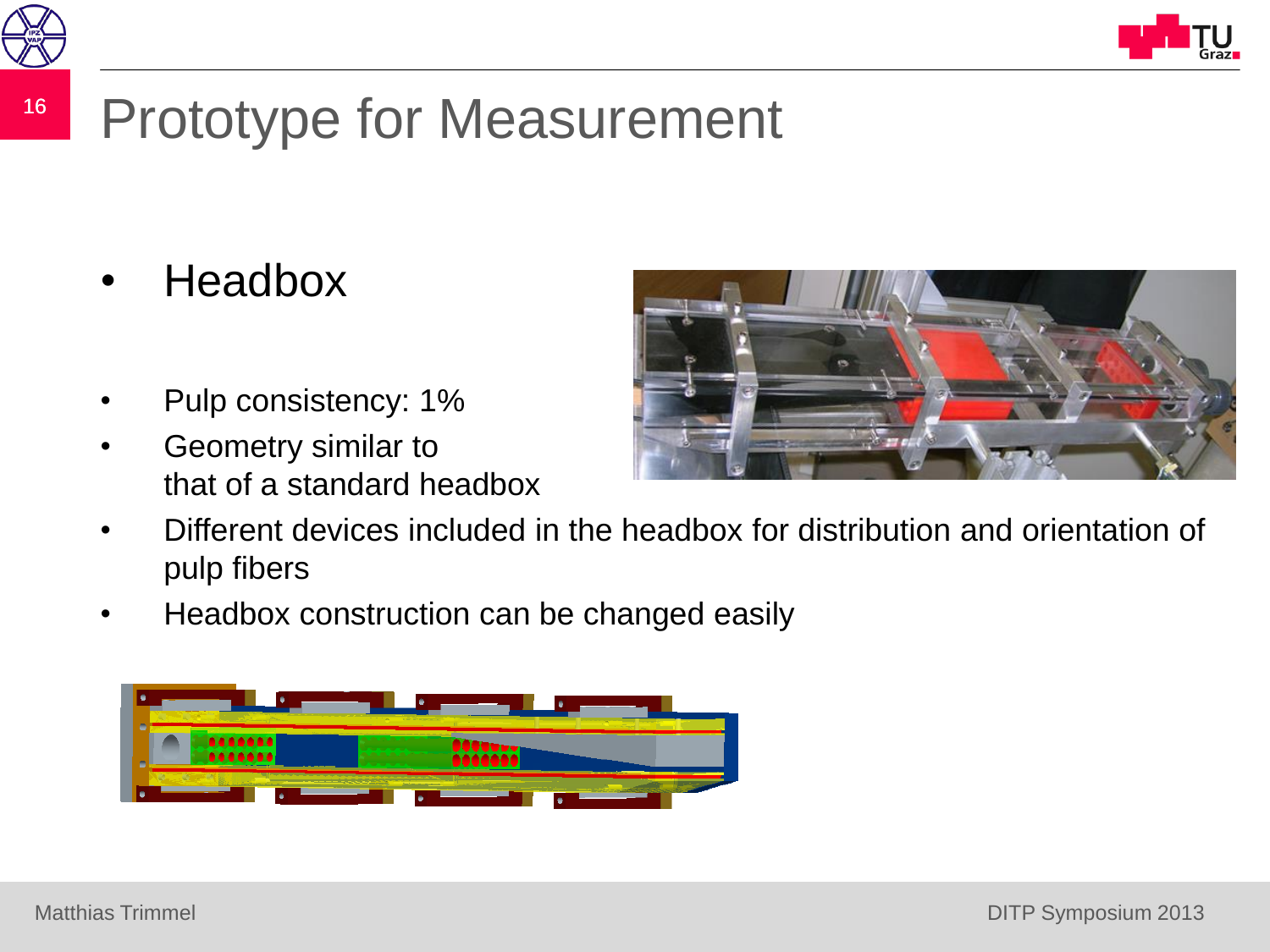# Prototype for Measurement

- Headbox

- Pulp consistency: 1%
- Geometry similar to that of a standard headbox
- Different devices included in the headbox for distribution and orientation of pulp fibers
- Headbox construction can be changed easily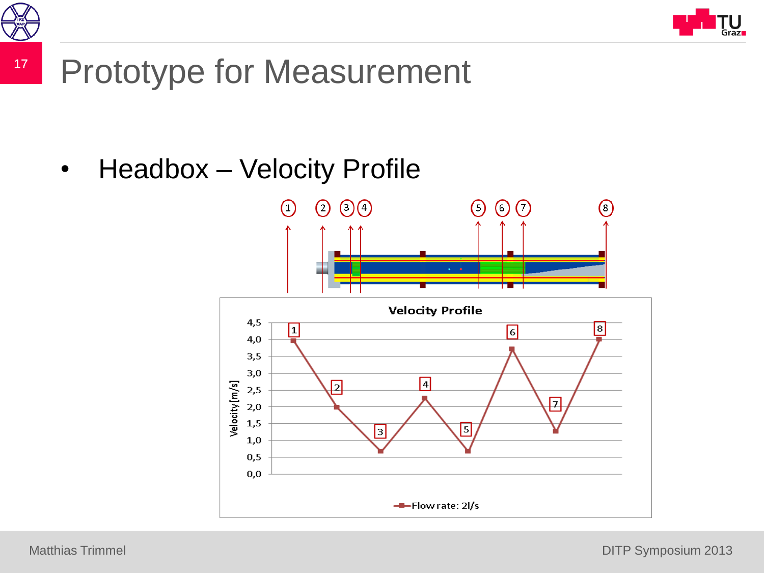# Prototype for Measurement

- Headbox – Velocity Profile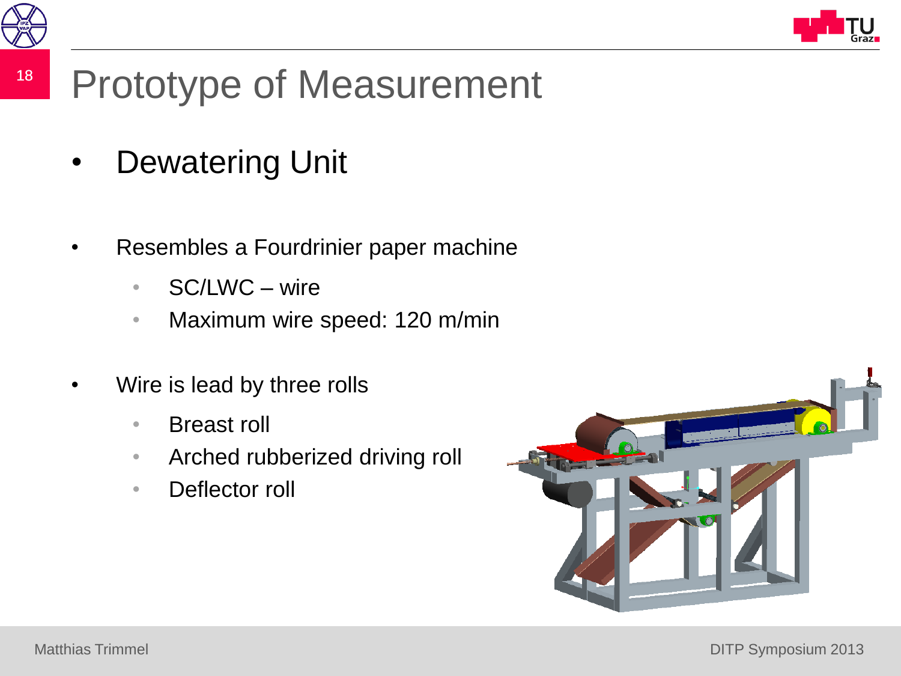# Prototype of Measurement

- Dewatering Unit

- Resembles a Fourdrinier paper machine
  - SC/LWC – wire
  - Maximum wire speed: 120 m/min

- Wire is lead by three rolls
  - Breast roll
  - Arched rubberized driving roll
  - Deflector roll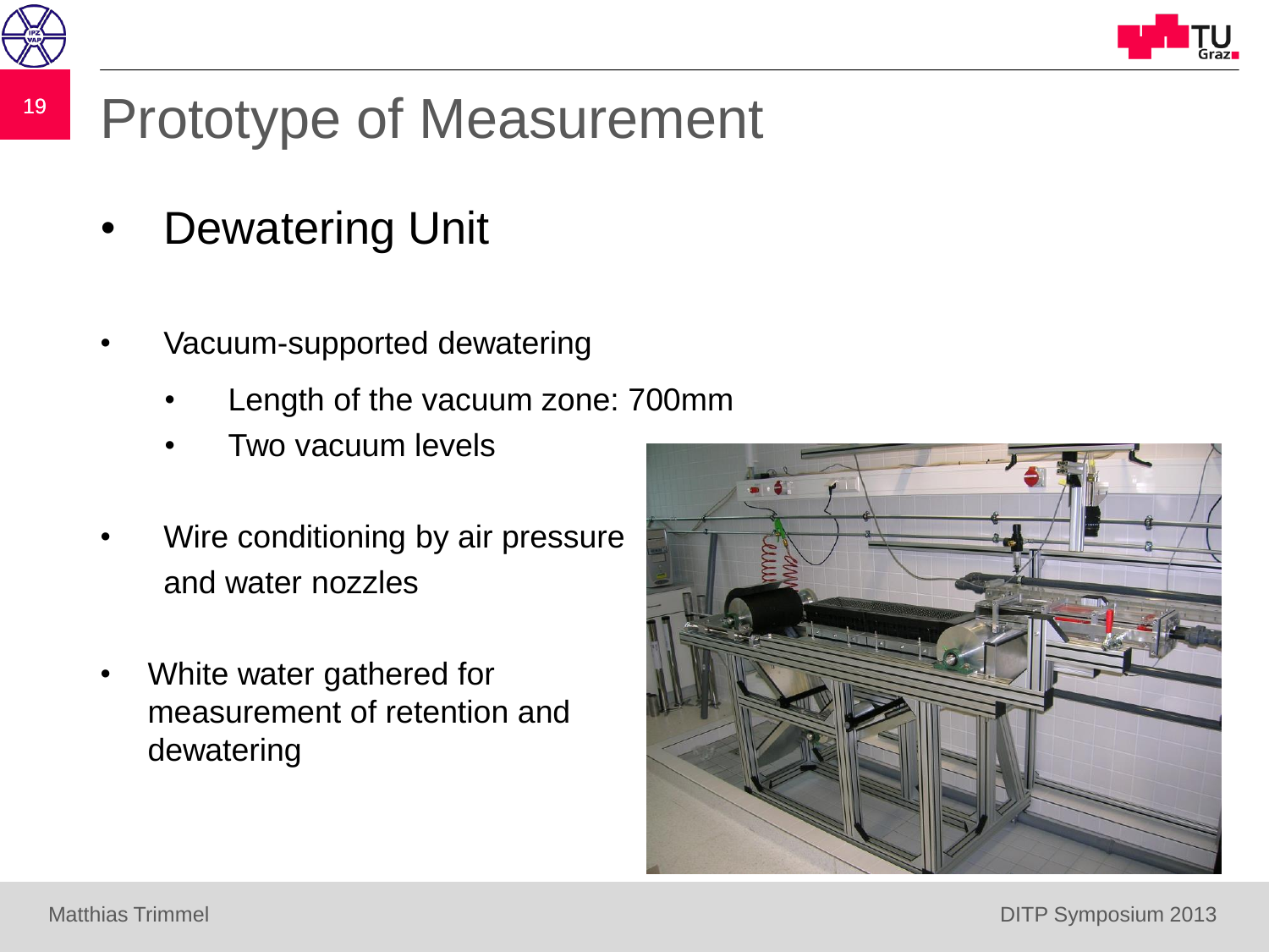# Prototype of Measurement

- Dewatering Unit

- Vacuum-supported dewatering
  - Length of the vacuum zone: 700mm
  - Two vacuum levels
- Wire conditioning by air pressure and water nozzles
- White water gathered for measurement of retention and dewatering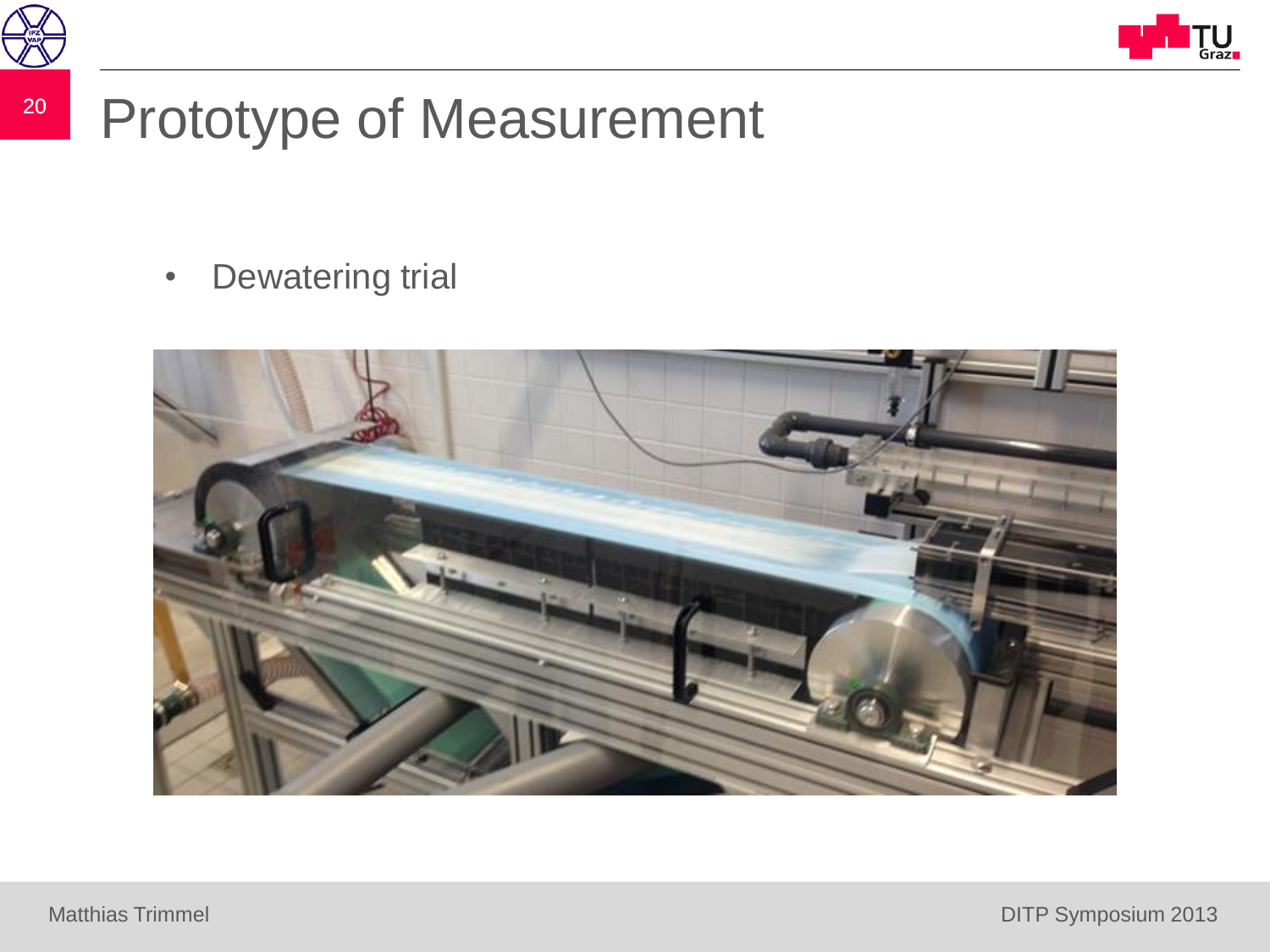# Prototype of Measurement

- Dewatering trial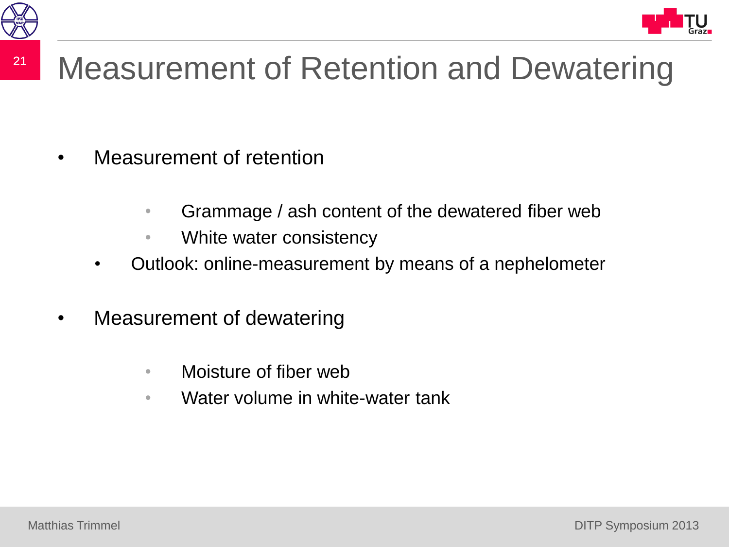# Measurement of Retention and Dewatering

- Measurement of retention
    - Grammage / ash content of the dewatered fiber web
    - White water consistency
  - Outlook: online-measurement by means of a nephelometer
- Measurement of dewatering
    - Moisture of fiber web
    - Water volume in white-water tank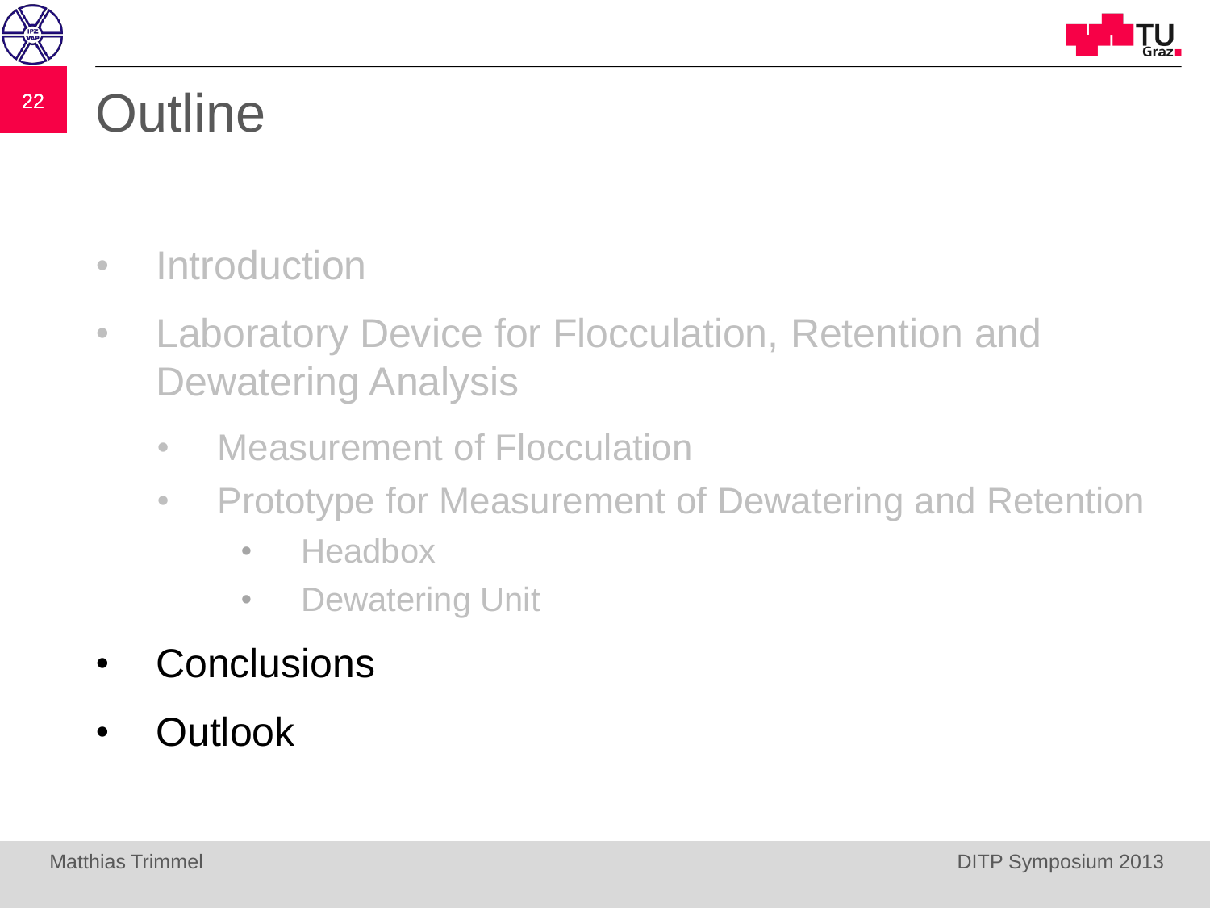# Outline

- Introduction
- Laboratory Device for Flocculation, Retention and Dewatering Analysis
  - Measurement of Flocculation
  - Prototype for Measurement of Dewatering and Retention
    - Headbox
    - Dewatering Unit
- Conclusions
- Outlook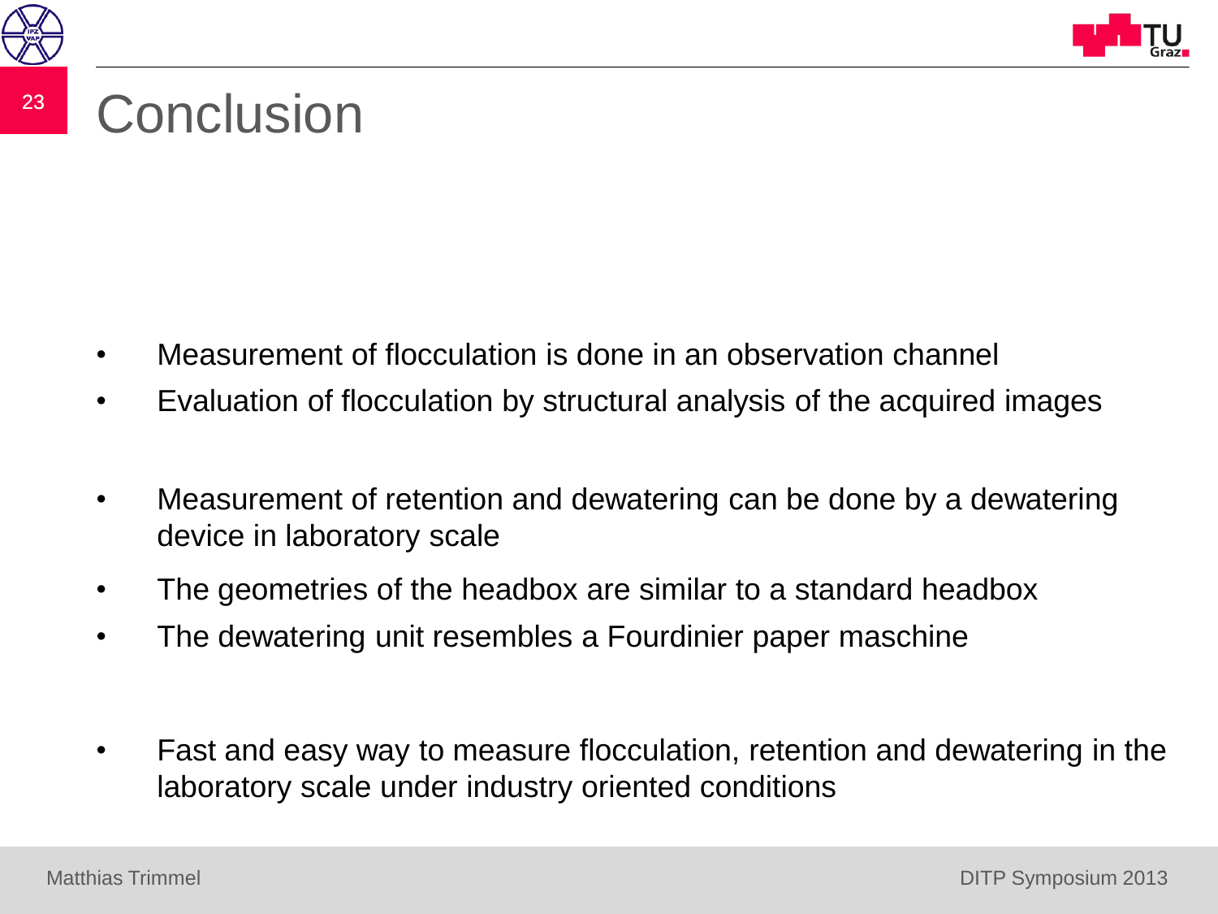# Conclusion

- Measurement of flocculation is done in an observation channel
- Evaluation of flocculation by structural analysis of the acquired images

- Measurement of retention and dewatering can be done by a dewatering device in laboratory scale
- The geometries of the headbox are similar to a standard headbox
- The dewatering unit resembles a Fourdinier paper maschine

- Fast and easy way to measure flocculation, retention and dewatering in the laboratory scale under industry oriented conditions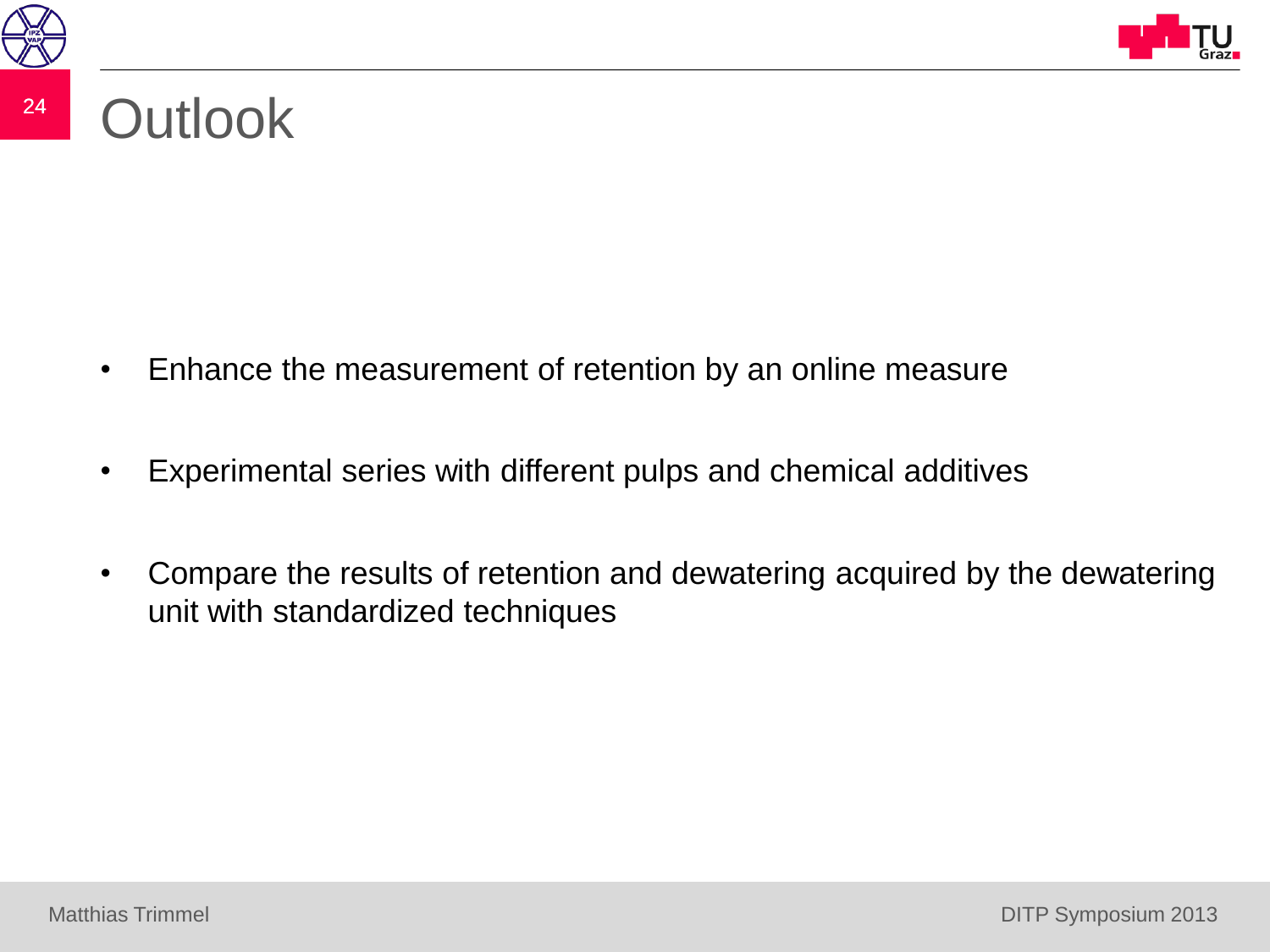# Outlook

- Enhance the measurement of retention by an online measure
- Experimental series with different pulps and chemical additives
- Compare the results of retention and dewatering acquired by the dewatering unit with standardized techniques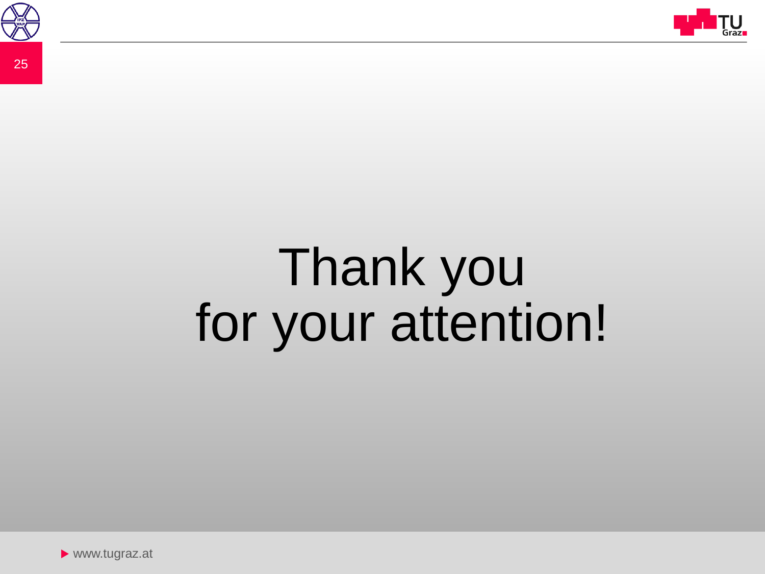# Thank you for your attention!

www.tugraz.at